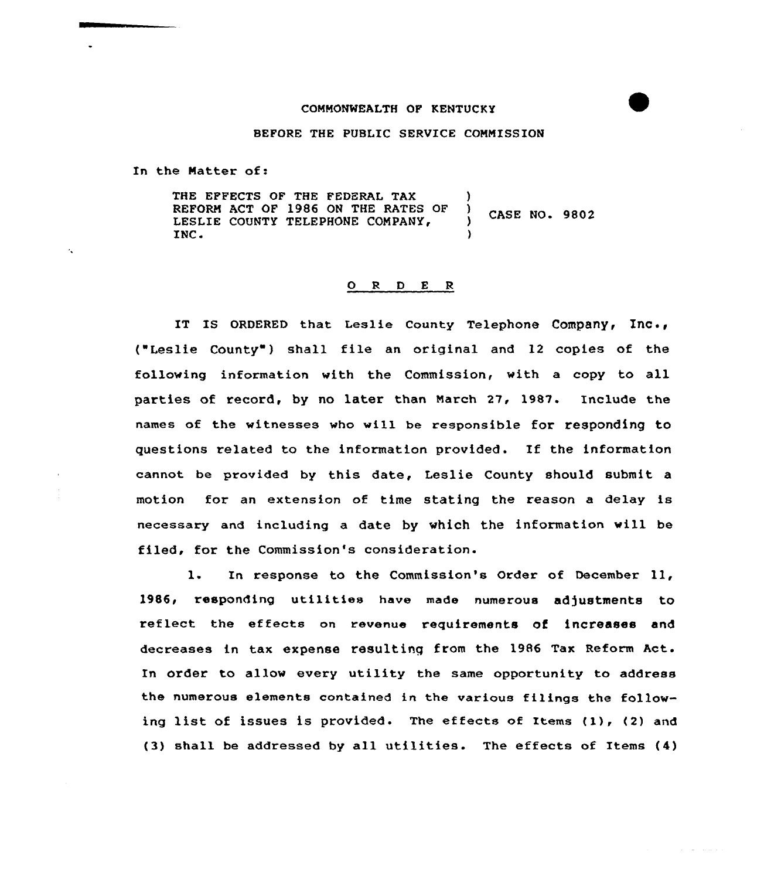COMMONWEALTH OF KENTUCKY

BEFORE THE PUBLIC SERVICE COMMISSION

In the Matter of:

| | | |
|---|---|---|
| THE EFFECTS OF THE FEDERAL TAX REFORM ACT OF 1986 ON THE RATES OF LESLIE COUNTY TELEPHONE COMPANY, INC. | ) ) ) ) | CASE NO. 9802 |

O R D E R

IT IS ORDERED that Leslie County Telephone Company, Inc., ("Leslie County") shall file an original and 12 copies of the following information with the Commission, with a copy to all parties of record, by no later than March 27, 1987. Include the names of the witnesses who will be responsible for responding to questions related to the information provided. If the information cannot be provided by this date, Leslie County should submit a motion for an extension of time stating the reason a delay is necessary and including a date by which the information will be filed, for the Commission's consideration.

1. In response to the Commission's Order of December 11, 1986, responding utilities have made numerous adjustments to reflect the effects on revenue requirements of increases and decreases in tax expense resulting from the 1986 Tax Reform Act. In order to allow every utility the same opportunity to address the numerous elements contained in the various filings the following list of issues is provided. The effects of Items (1), (2) and (3) shall be addressed by all utilities. The effects of Items (4)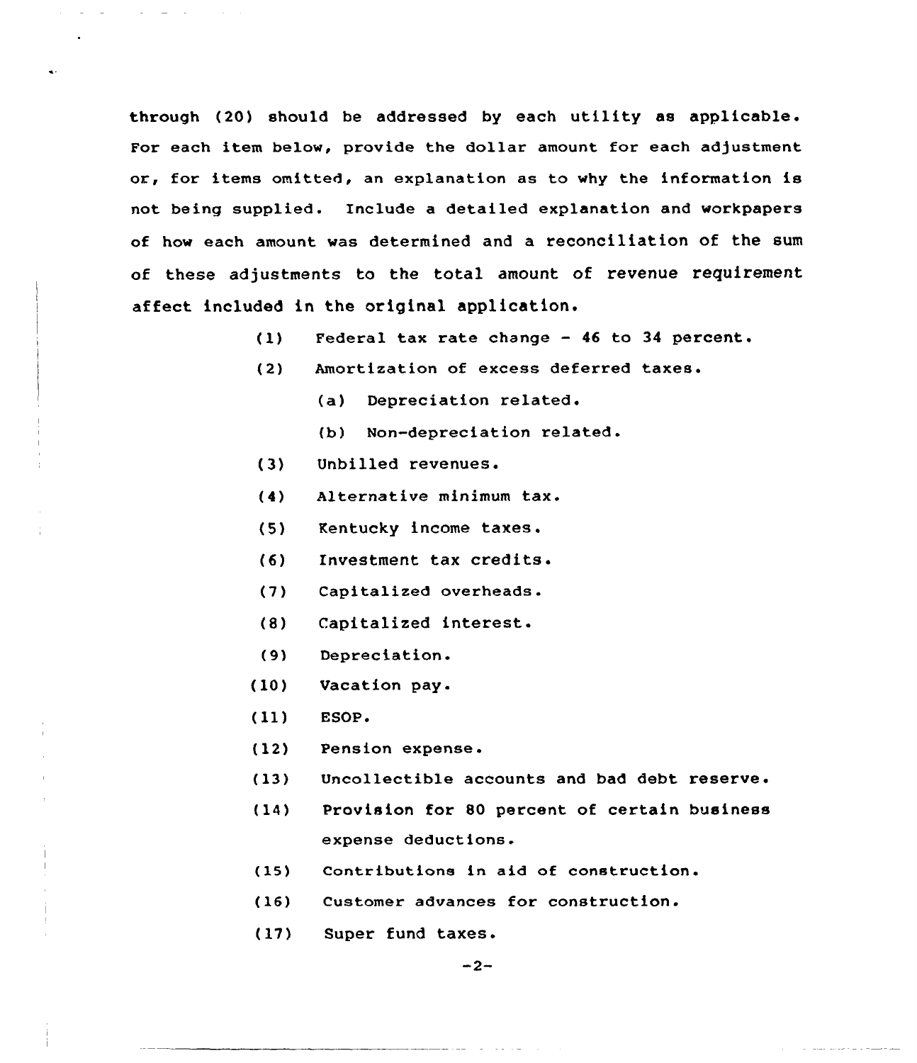through (20) should be addressed by each utility as applicable. For each item below, provide the dollar amount for each adjustment or, for items omitted, an explanation as to why the information is not being supplied. Include a detailed explanation and workpapers of how each amount was determined and a reconciliation of the sum of these adjustments to the total amount of revenue requirement affect included in the original application.

(1) Federal tax rate change - 46 to 34 percent.

(2) Amortization of excess deferred taxes.

  (a) Depreciation related.

  (b) Non-depreciation related.

(3) Unbilled revenues.

(4) Alternative minimum tax.

(5) Kentucky income taxes.

(6) Investment tax credits.

(7) Capitalized overheads.

(8) Capitalized interest.

(9) Depreciation.

(10) Vacation pay.

(11) ESOP.

(12) Pension expense.

(13) Uncollectible accounts and bad debt reserve.

(14) Provision for 80 percent of certain business expense deductions.

(15) Contributions in aid of construction.

(16) Customer advances for construction.

(17) Super fund taxes.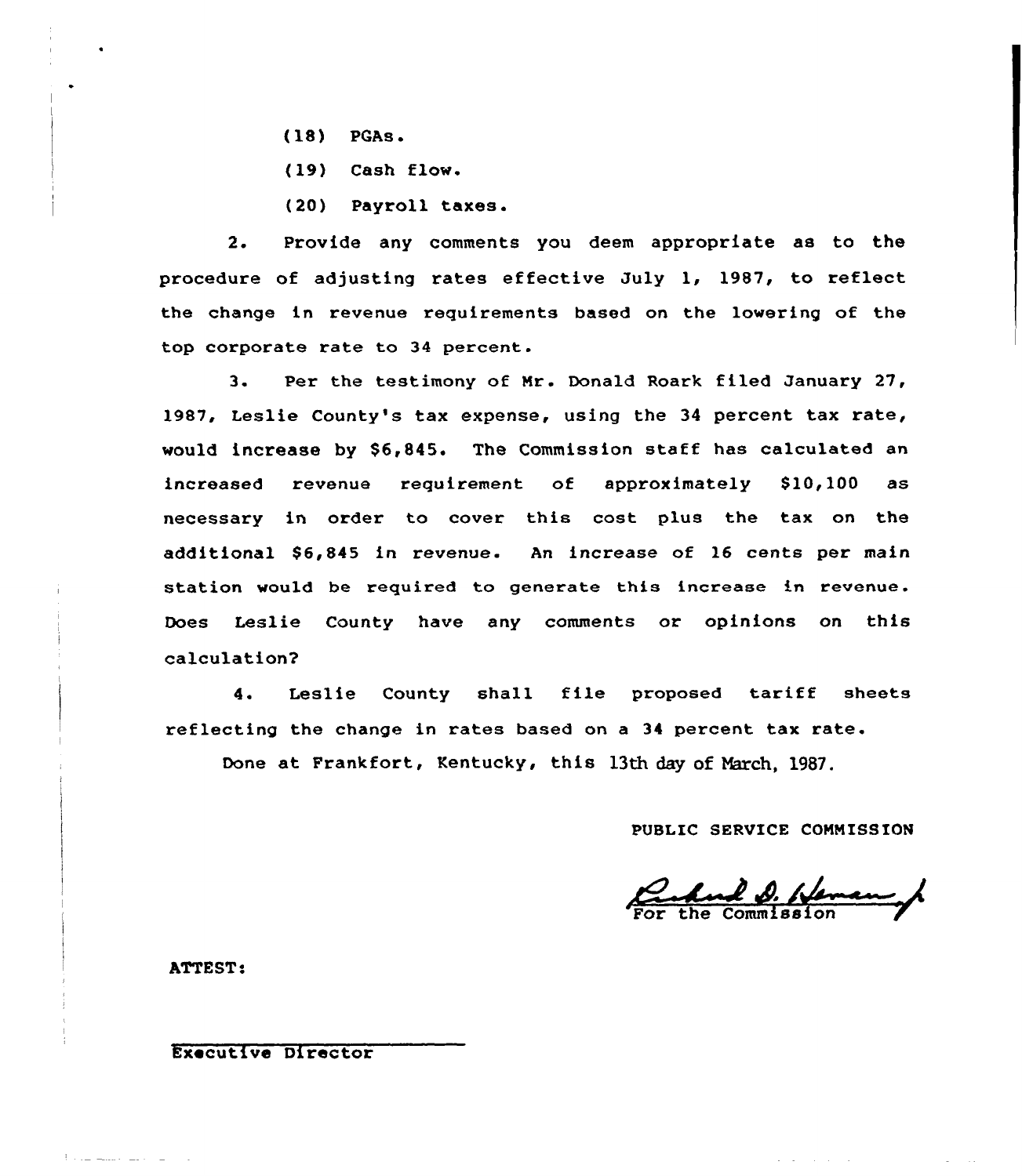(18) PGAs.

(19) Cash flow.

(20) Payroll taxes.

2. Provide any comments you deem appropriate as to the procedure of adjusting rates effective July 1, 1987, to reflect the change in revenue requirements based on the lowering of the top corporate rate to 34 percent.

3. Per the testimony of Mr. Donald Roark filed January 27, 1987, Leslie County's tax expense, using the 34 percent tax rate, would increase by $6,845. The Commission staff has calculated an increased revenue requirement of approximately $10,100 as necessary in order to cover this cost plus the tax on the additional $6,845 in revenue. An increase of 16 cents per main station would be required to generate this increase in revenue. Does Leslie County have any comments or opinions on this calculation?

4. Leslie County shall file proposed tariff sheets reflecting the change in rates based on a 34 percent tax rate.

Done at Frankfort, Kentucky, this 13th day of March, 1987.

PUBLIC SERVICE COMMISSION

For the Commission

ATTEST:

Executive Director